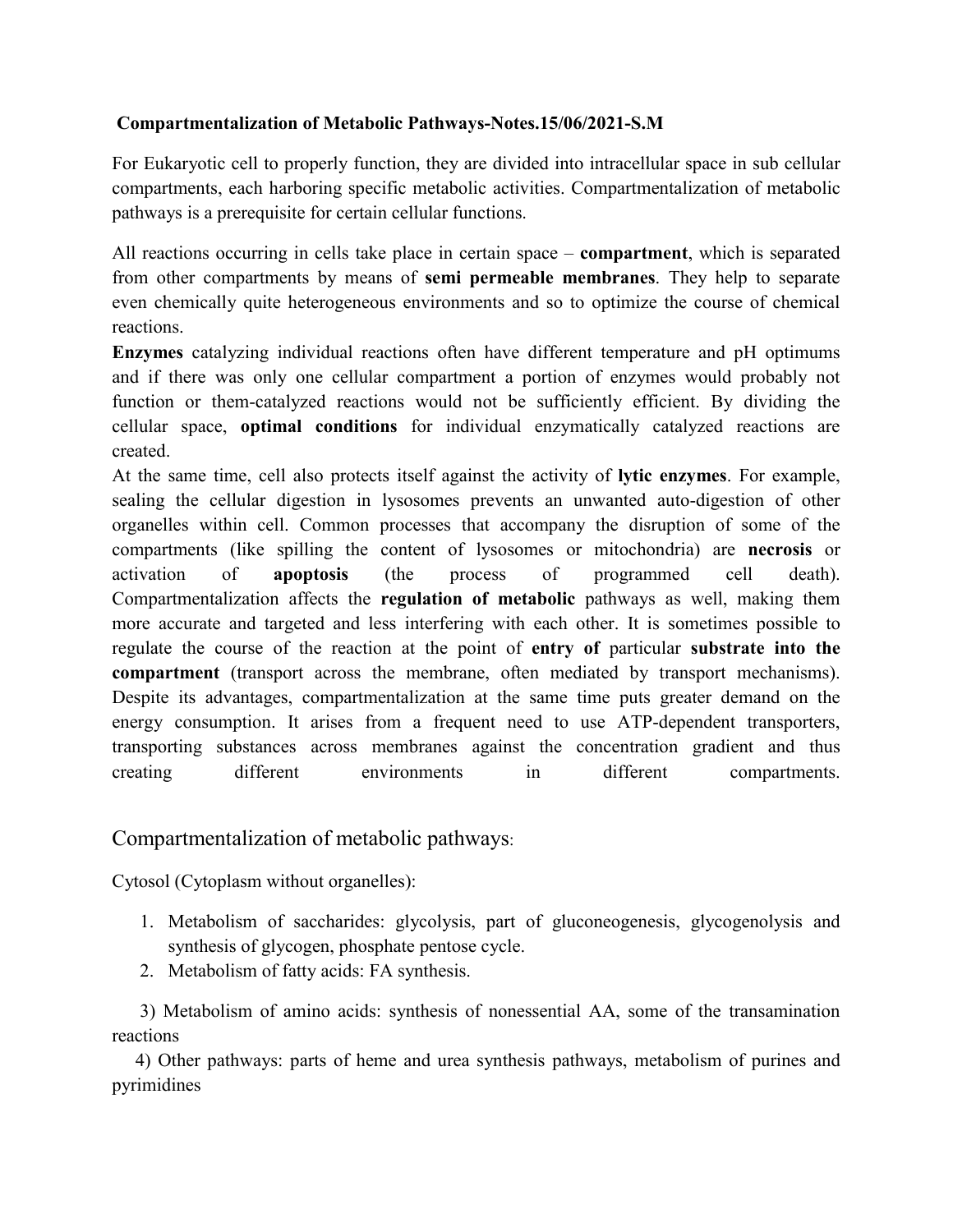**Compartmentalization of Metabolic Pathways-Notes.15/06/2021-S.M**

For Eukaryotic cell to properly function, they are divided into intracellular space in sub cellular compartments, each harboring specific metabolic activities. Compartmentalization of metabolic pathways is a prerequisite for certain cellular functions.

All reactions occurring in cells take place in certain space – **compartment**, which is separated from other compartments by means of **semi permeable membranes**. They help to separate even chemically quite heterogeneous environments and so to optimize the course of chemical reactions.
**Enzymes** catalyzing individual reactions often have different temperature and pH optimums and if there was only one cellular compartment a portion of enzymes would probably not function or them-catalyzed reactions would not be sufficiently efficient. By dividing the cellular space, **optimal conditions** for individual enzymatically catalyzed reactions are created.
At the same time, cell also protects itself against the activity of **lytic enzymes**. For example, sealing the cellular digestion in lysosomes prevents an unwanted auto-digestion of other organelles within cell. Common processes that accompany the disruption of some of the compartments (like spilling the content of lysosomes or mitochondria) are **necrosis** or activation of **apoptosis** (the process of programmed cell death). Compartmentalization affects the **regulation of metabolic** pathways as well, making them more accurate and targeted and less interfering with each other. It is sometimes possible to regulate the course of the reaction at the point of **entry of** particular **substrate into the compartment** (transport across the membrane, often mediated by transport mechanisms). Despite its advantages, compartmentalization at the same time puts greater demand on the energy consumption. It arises from a frequent need to use ATP-dependent transporters, transporting substances across membranes against the concentration gradient and thus creating different environments in different compartments.

## Compartmentalization of metabolic pathways:

Cytosol (Cytoplasm without organelles):

1. Metabolism of saccharides: glycolysis, part of gluconeogenesis, glycogenolysis and synthesis of glycogen, phosphate pentose cycle.
2. Metabolism of fatty acids: FA synthesis.

3) Metabolism of amino acids: synthesis of nonessential AA, some of the transamination reactions

4) Other pathways: parts of heme and urea synthesis pathways, metabolism of purines and pyrimidines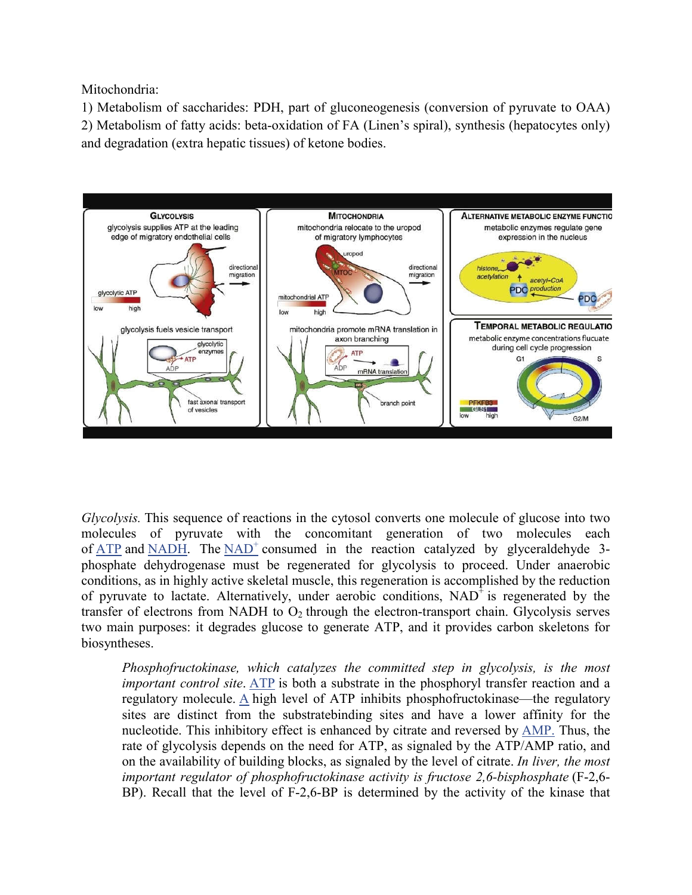Mitochondria:

1) Metabolism of saccharides: PDH, part of gluconeogenesis (conversion of pyruvate to OAA)
2) Metabolism of fatty acids: beta-oxidation of FA (Linen's spiral), synthesis (hepatocytes only) and degradation (extra hepatic tissues) of ketone bodies.

*Glycolysis.* This sequence of reactions in the cytosol converts one molecule of glucose into two molecules of pyruvate with the concomitant generation of two molecules each of ATP and NADH. The $NAD^+$ consumed in the reaction catalyzed by glyceraldehyde 3-phosphate dehydrogenase must be regenerated for glycolysis to proceed. Under anaerobic conditions, as in highly active skeletal muscle, this regeneration is accomplished by the reduction of pyruvate to lactate. Alternatively, under aerobic conditions, $NAD^+$ is regenerated by the transfer of electrons from NADH to $O_2$ through the electron-transport chain. Glycolysis serves two main purposes: it degrades glucose to generate ATP, and it provides carbon skeletons for biosyntheses.

> *Phosphofructokinase, which catalyzes the committed step in glycolysis, is the most important control site.* ATP is both a substrate in the phosphoryl transfer reaction and a regulatory molecule. A high level of ATP inhibits phosphofructokinase—the regulatory sites are distinct from the substratebinding sites and have a lower affinity for the nucleotide. This inhibitory effect is enhanced by citrate and reversed by AMP. Thus, the rate of glycolysis depends on the need for ATP, as signaled by the ATP/AMP ratio, and on the availability of building blocks, as signaled by the level of citrate. *In liver, the most important regulator of phosphofructokinase activity is fructose 2,6-bisphosphate* (F-2,6-BP). Recall that the level of F-2,6-BP is determined by the activity of the kinase that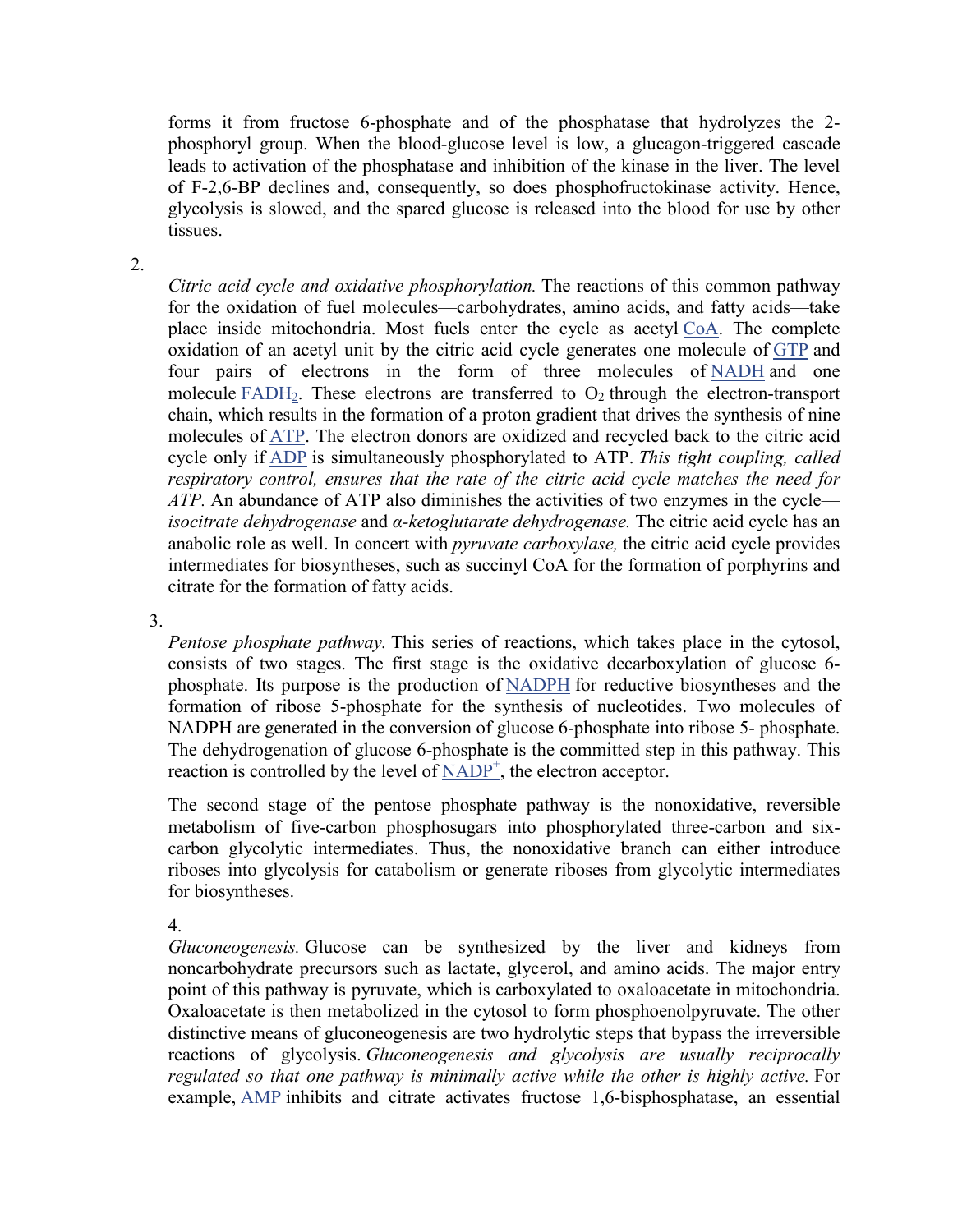forms it from fructose 6-phosphate and of the phosphatase that hydrolyzes the 2-phosphoryl group. When the blood-glucose level is low, a glucagon-triggered cascade leads to activation of the phosphatase and inhibition of the kinase in the liver. The level of F-2,6-BP declines and, consequently, so does phosphofructokinase activity. Hence, glycolysis is slowed, and the spared glucose is released into the blood for use by other tissues.

2. *Citric acid cycle and oxidative phosphorylation.* The reactions of this common pathway for the oxidation of fuel molecules—carbohydrates, amino acids, and fatty acids—take place inside mitochondria. Most fuels enter the cycle as acetyl CoA. The complete oxidation of an acetyl unit by the citric acid cycle generates one molecule of GTP and four pairs of electrons in the form of three molecules of NADH and one molecule $FADH_2$. These electrons are transferred to $O_2$ through the electron-transport chain, which results in the formation of a proton gradient that drives the synthesis of nine molecules of ATP. The electron donors are oxidized and recycled back to the citric acid cycle only if ADP is simultaneously phosphorylated to ATP. *This tight coupling, called respiratory control, ensures that the rate of the citric acid cycle matches the need for ATP.* An abundance of ATP also diminishes the activities of two enzymes in the cycle—*isocitrate dehydrogenase* and *α-ketoglutarate dehydrogenase.* The citric acid cycle has an anabolic role as well. In concert with *pyruvate carboxylase,* the citric acid cycle provides intermediates for biosyntheses, such as succinyl CoA for the formation of porphyrins and citrate for the formation of fatty acids.

3. *Pentose phosphate pathway.* This series of reactions, which takes place in the cytosol, consists of two stages. The first stage is the oxidative decarboxylation of glucose 6-phosphate. Its purpose is the production of NADPH for reductive biosyntheses and the formation of ribose 5-phosphate for the synthesis of nucleotides. Two molecules of NADPH are generated in the conversion of glucose 6-phosphate into ribose 5- phosphate. The dehydrogenation of glucose 6-phosphate is the committed step in this pathway. This reaction is controlled by the level of $NADP^+$, the electron acceptor.

   The second stage of the pentose phosphate pathway is the nonoxidative, reversible metabolism of five-carbon phosphosugars into phosphorylated three-carbon and six-carbon glycolytic intermediates. Thus, the nonoxidative branch can either introduce riboses into glycolysis for catabolism or generate riboses from glycolytic intermediates for biosyntheses.

4. *Gluconeogenesis.* Glucose can be synthesized by the liver and kidneys from noncarbohydrate precursors such as lactate, glycerol, and amino acids. The major entry point of this pathway is pyruvate, which is carboxylated to oxaloacetate in mitochondria. Oxaloacetate is then metabolized in the cytosol to form phosphoenolpyruvate. The other distinctive means of gluconeogenesis are two hydrolytic steps that bypass the irreversible reactions of glycolysis. *Gluconeogenesis and glycolysis are usually reciprocally regulated so that one pathway is minimally active while the other is highly active.* For example, AMP inhibits and citrate activates fructose 1,6-bisphosphatase, an essential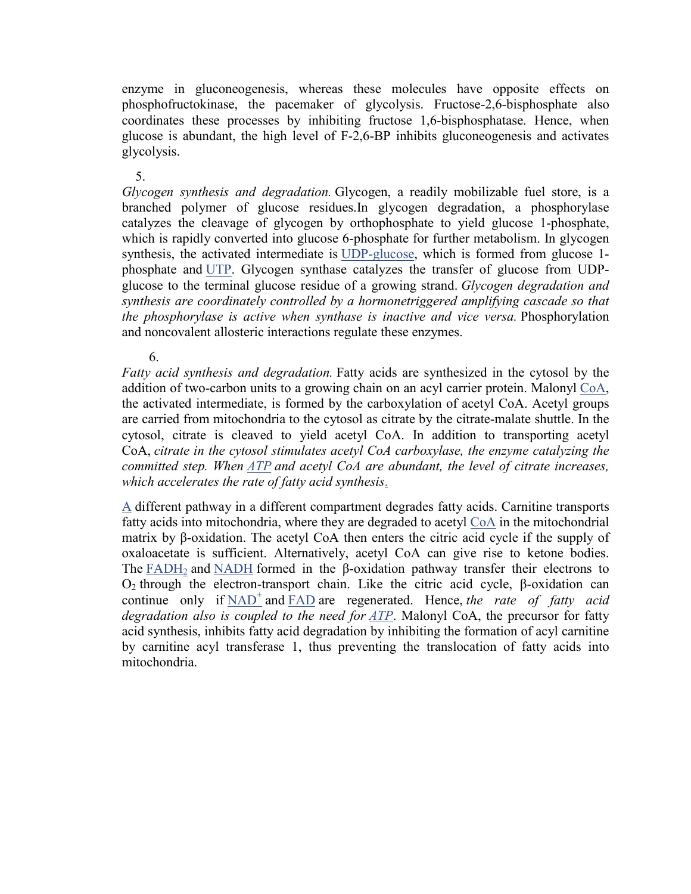enzyme in gluconeogenesis, whereas these molecules have opposite effects on phosphofructokinase, the pacemaker of glycolysis. Fructose-2,6-bisphosphate also coordinates these processes by inhibiting fructose 1,6-bisphosphatase. Hence, when glucose is abundant, the high level of F-2,6-BP inhibits gluconeogenesis and activates glycolysis.

5.

*Glycogen synthesis and degradation.* Glycogen, a readily mobilizable fuel store, is a branched polymer of glucose residues.In glycogen degradation, a phosphorylase catalyzes the cleavage of glycogen by orthophosphate to yield glucose 1-phosphate, which is rapidly converted into glucose 6-phosphate for further metabolism. In glycogen synthesis, the activated intermediate is UDP-glucose, which is formed from glucose 1-phosphate and UTP. Glycogen synthase catalyzes the transfer of glucose from UDP-glucose to the terminal glucose residue of a growing strand. *Glycogen degradation and synthesis are coordinately controlled by a hormonetriggered amplifying cascade so that the phosphorylase is active when synthase is inactive and vice versa.* Phosphorylation and noncovalent allosteric interactions regulate these enzymes.

6.

*Fatty acid synthesis and degradation.* Fatty acids are synthesized in the cytosol by the addition of two-carbon units to a growing chain on an acyl carrier protein. Malonyl CoA, the activated intermediate, is formed by the carboxylation of acetyl CoA. Acetyl groups are carried from mitochondria to the cytosol as citrate by the citrate-malate shuttle. In the cytosol, citrate is cleaved to yield acetyl CoA. In addition to transporting acetyl CoA, *citrate in the cytosol stimulates acetyl CoA carboxylase, the enzyme catalyzing the committed step. When ATP and acetyl CoA are abundant, the level of citrate increases, which accelerates the rate of fatty acid synthesis.*

A different pathway in a different compartment degrades fatty acids. Carnitine transports fatty acids into mitochondria, where they are degraded to acetyl CoA in the mitochondrial matrix by β-oxidation. The acetyl CoA then enters the citric acid cycle if the supply of oxaloacetate is sufficient. Alternatively, acetyl CoA can give rise to ketone bodies. The $FADH_2$ and NADH formed in the β-oxidation pathway transfer their electrons to $O_2$ through the electron-transport chain. Like the citric acid cycle, β-oxidation can continue only if $NAD^+$ and FAD are regenerated. Hence, *the rate of fatty acid degradation also is coupled to the need for ATP*. Malonyl CoA, the precursor for fatty acid synthesis, inhibits fatty acid degradation by inhibiting the formation of acyl carnitine by carnitine acyl transferase 1, thus preventing the translocation of fatty acids into mitochondria.